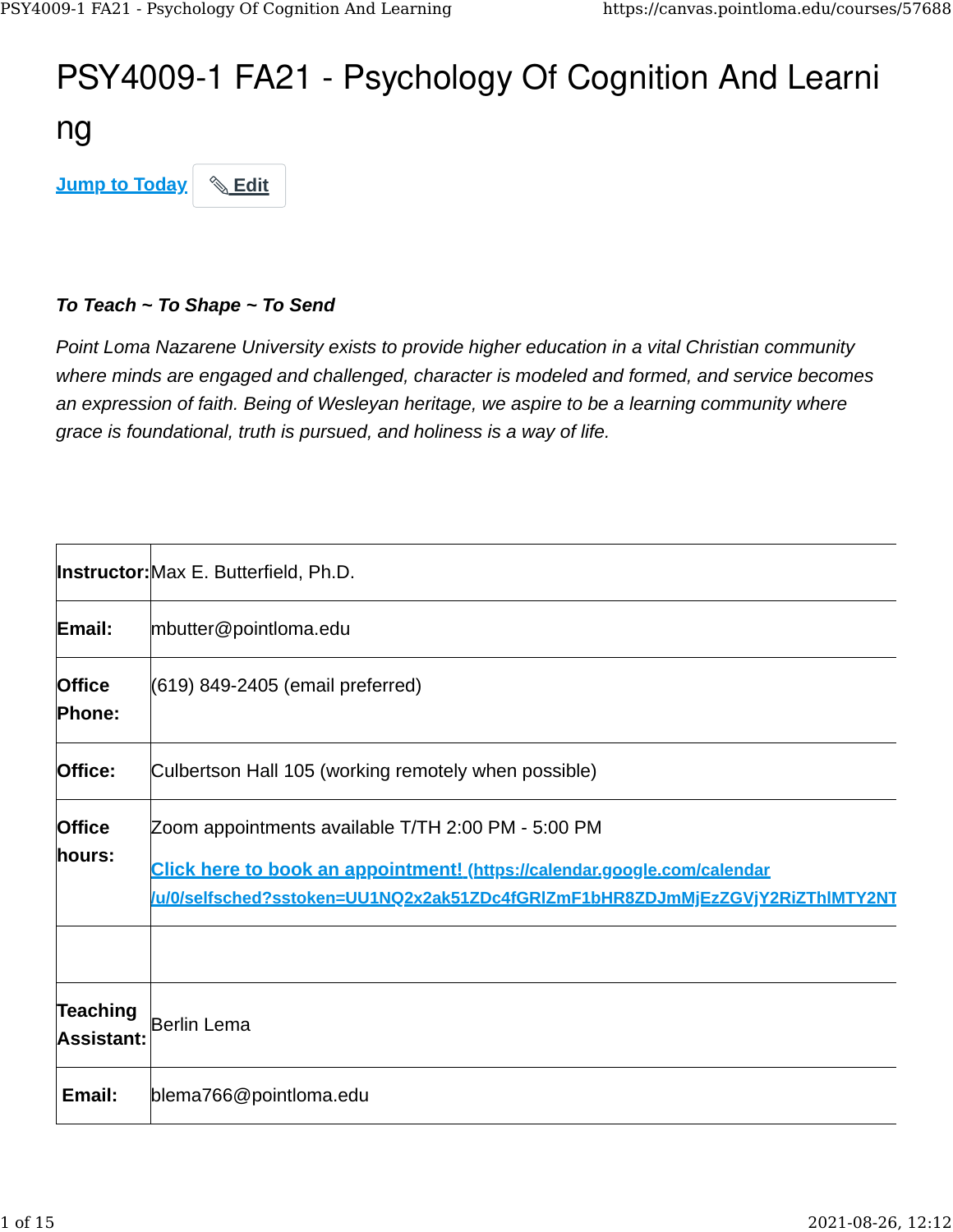# PSY4009-1 FA21 - Psychology Of Cognition And Learning

[Jump to Today](#) ✎ Edit

***To Teach ~ To Shape ~ To Send***

*Point Loma Nazarene University exists to provide higher education in a vital Christian community where minds are engaged and challenged, character is modeled and formed, and service becomes an expression of faith. Being of Wesleyan heritage, we aspire to be a learning community where grace is foundational, truth is pursued, and holiness is a way of life.*

| | |
|---|---|
| **Instructor:** | Max E. Butterfield, Ph.D. |
| **Email:** | mbutter@pointloma.edu |
| **Office Phone:** | (619) 849-2405 (email preferred) |
| **Office:** | Culbertson Hall 105 (working remotely when possible) |
| **Office hours:** | Zoom appointments available T/TH 2:00 PM - 5:00 PM<br>[Click here to book an appointment! (https://calendar.google.com/calendar/u/0/selfsched?sstoken=UU1NQ2x2ak51ZDc4fGRlZmF1bHR8ZDJmMjEzZGVjY2RiZThlMTY2NT](https://calendar.google.com/calendar/u/0/selfsched?sstoken=UU1NQ2x2ak51ZDc4fGRlZmF1bHR8ZDJmMjEzZGVjY2RiZThlMTY2NT) |
| | |
| **Teaching Assistant:** | Berlin Lema |
| **Email:** | blema766@pointloma.edu |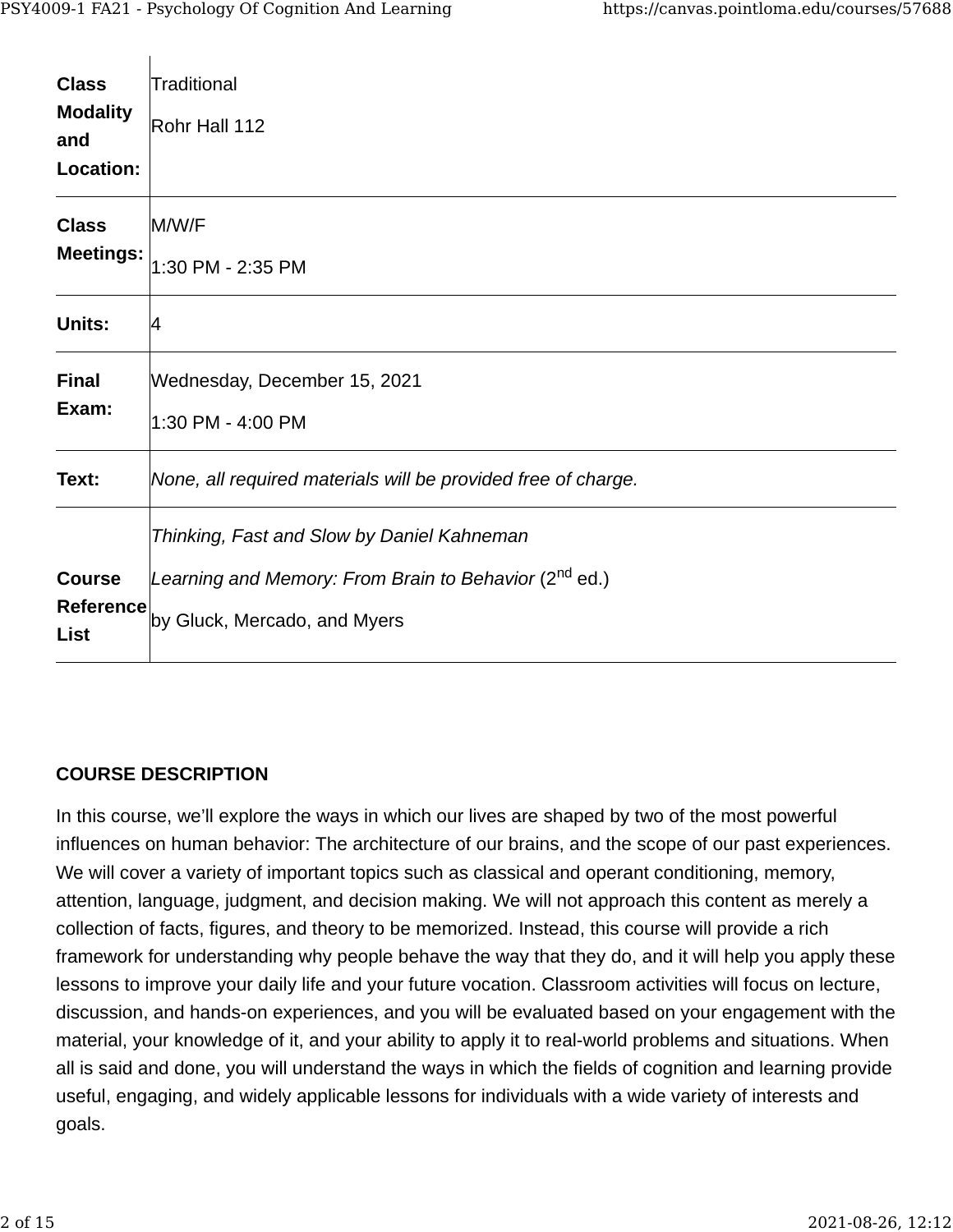| | |
|---|---|
| **Class Modality and Location:** | Traditional<br>Rohr Hall 112 |
| **Class Meetings:** | M/W/F<br>1:30 PM - 2:35 PM |
| **Units:** | 4 |
| **Final Exam:** | Wednesday, December 15, 2021<br>1:30 PM - 4:00 PM |
| **Text:** | *None, all required materials will be provided free of charge.* |
| **Course Reference List** | *Thinking, Fast and Slow by Daniel Kahneman*<br>*Learning and Memory: From Brain to Behavior* (2nd ed.)<br>by Gluck, Mercado, and Myers |

**COURSE DESCRIPTION**

In this course, we'll explore the ways in which our lives are shaped by two of the most powerful influences on human behavior: The architecture of our brains, and the scope of our past experiences. We will cover a variety of important topics such as classical and operant conditioning, memory, attention, language, judgment, and decision making. We will not approach this content as merely a collection of facts, figures, and theory to be memorized. Instead, this course will provide a rich framework for understanding why people behave the way that they do, and it will help you apply these lessons to improve your daily life and your future vocation. Classroom activities will focus on lecture, discussion, and hands-on experiences, and you will be evaluated based on your engagement with the material, your knowledge of it, and your ability to apply it to real-world problems and situations. When all is said and done, you will understand the ways in which the fields of cognition and learning provide useful, engaging, and widely applicable lessons for individuals with a wide variety of interests and goals.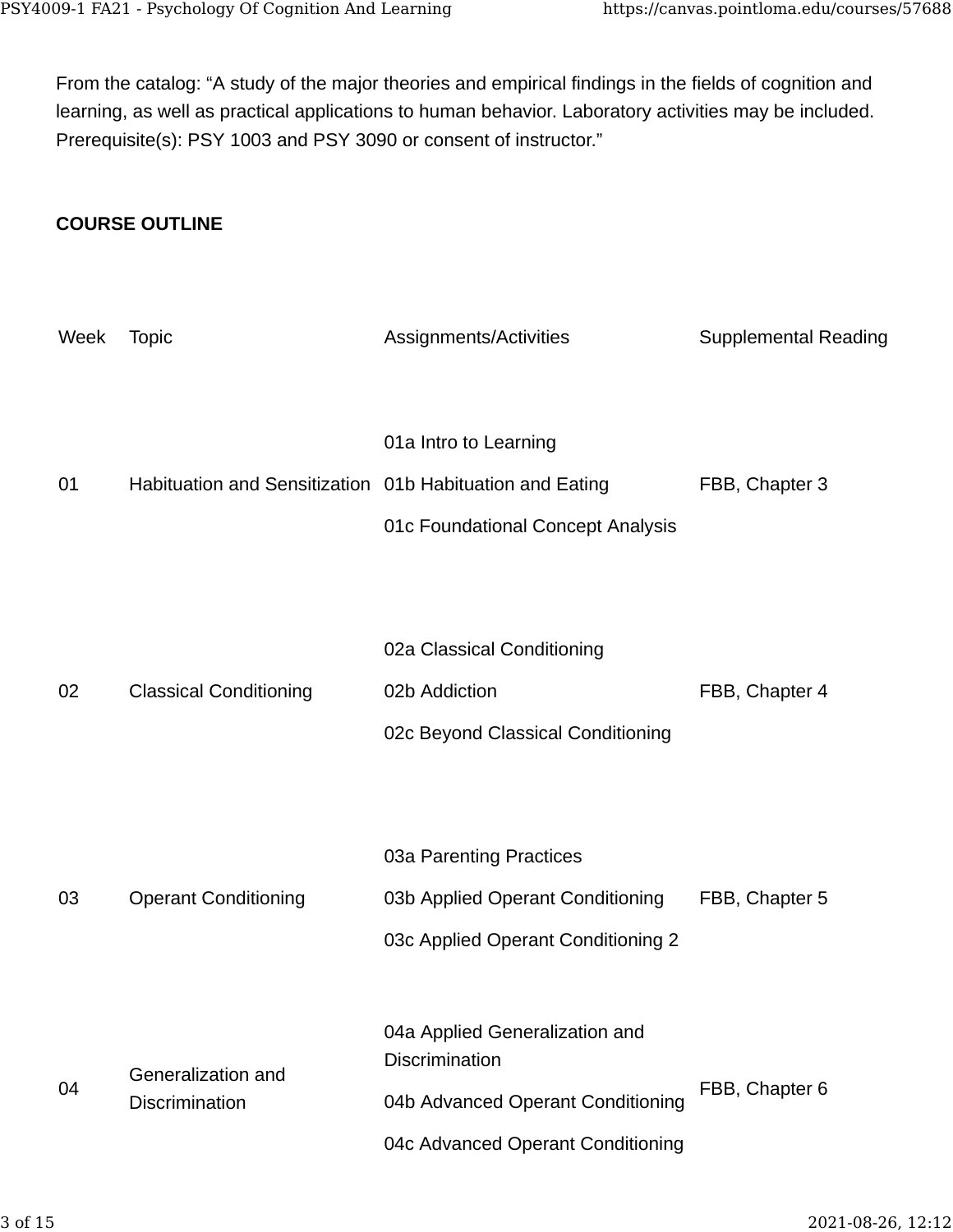From the catalog: “A study of the major theories and empirical findings in the fields of cognition and learning, as well as practical applications to human behavior. Laboratory activities may be included. Prerequisite(s): PSY 1003 and PSY 3090 or consent of instructor.”

**COURSE OUTLINE**

| Week | Topic | Assignments/Activities | Supplemental Reading |
| --- | --- | --- | --- |
| 01 | Habituation and Sensitization | 01a Intro to Learning<br>01b Habituation and Eating<br>01c Foundational Concept Analysis | FBB, Chapter 3 |
| 02 | Classical Conditioning | 02a Classical Conditioning<br>02b Addiction<br>02c Beyond Classical Conditioning | FBB, Chapter 4 |
| 03 | Operant Conditioning | 03a Parenting Practices<br>03b Applied Operant Conditioning<br>03c Applied Operant Conditioning 2 | FBB, Chapter 5 |
| 04 | Generalization and Discrimination | 04a Applied Generalization and Discrimination<br>04b Advanced Operant Conditioning<br>04c Advanced Operant Conditioning | FBB, Chapter 6 |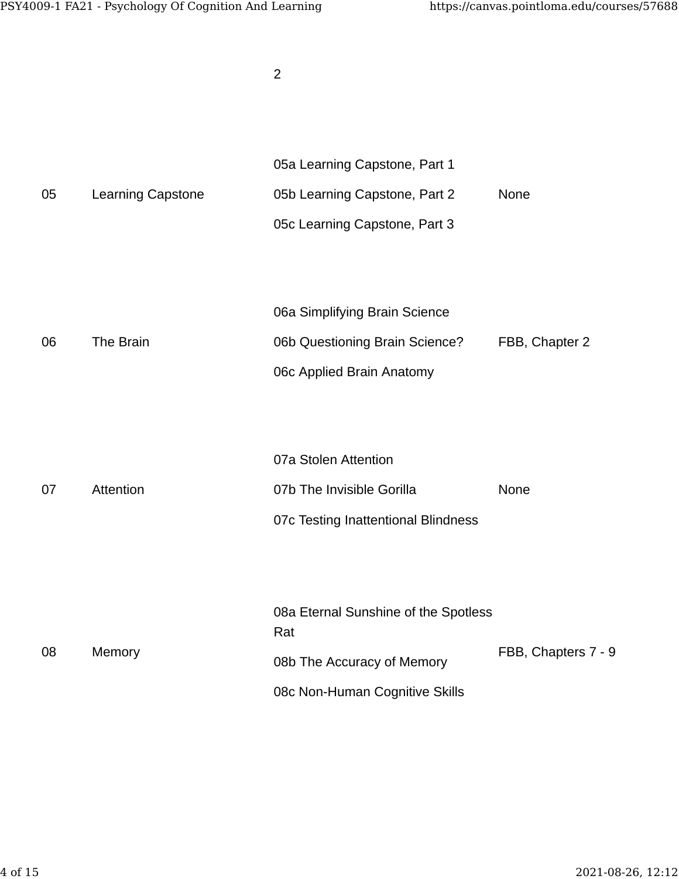| | | 2 | |
|---|---|---|---|
| 05 | Learning Capstone | 05a Learning Capstone, Part 1<br>05b Learning Capstone, Part 2<br>05c Learning Capstone, Part 3 | None |
| 06 | The Brain | 06a Simplifying Brain Science<br>06b Questioning Brain Science?<br>06c Applied Brain Anatomy | FBB, Chapter 2 |
| 07 | Attention | 07a Stolen Attention<br>07b The Invisible Gorilla<br>07c Testing Inattentional Blindness | None |
| 08 | Memory | 08a Eternal Sunshine of the Spotless Rat<br>08b The Accuracy of Memory<br>08c Non-Human Cognitive Skills | FBB, Chapters 7 - 9 |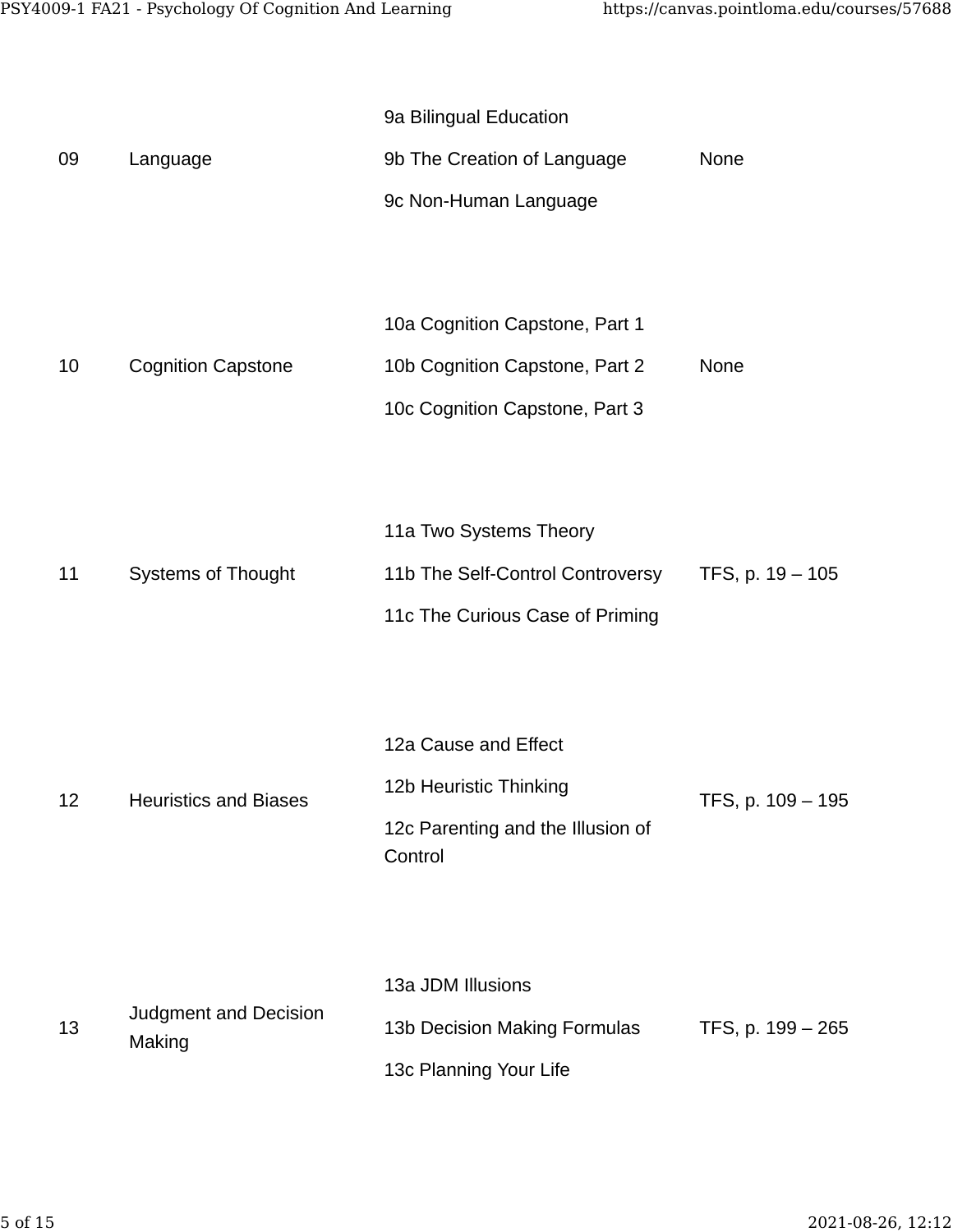| | | | |
|---|---|---|---|
| 09 | Language | 9a Bilingual Education<br>9b The Creation of Language<br>9c Non-Human Language | None |
| 10 | Cognition Capstone | 10a Cognition Capstone, Part 1<br>10b Cognition Capstone, Part 2<br>10c Cognition Capstone, Part 3 | None |
| 11 | Systems of Thought | 11a Two Systems Theory<br>11b The Self-Control Controversy<br>11c The Curious Case of Priming | TFS, p. 19 – 105 |
| 12 | Heuristics and Biases | 12a Cause and Effect<br>12b Heuristic Thinking<br>12c Parenting and the Illusion of Control | TFS, p. 109 – 195 |
| 13 | Judgment and Decision Making | 13a JDM Illusions<br>13b Decision Making Formulas<br>13c Planning Your Life | TFS, p. 199 – 265 |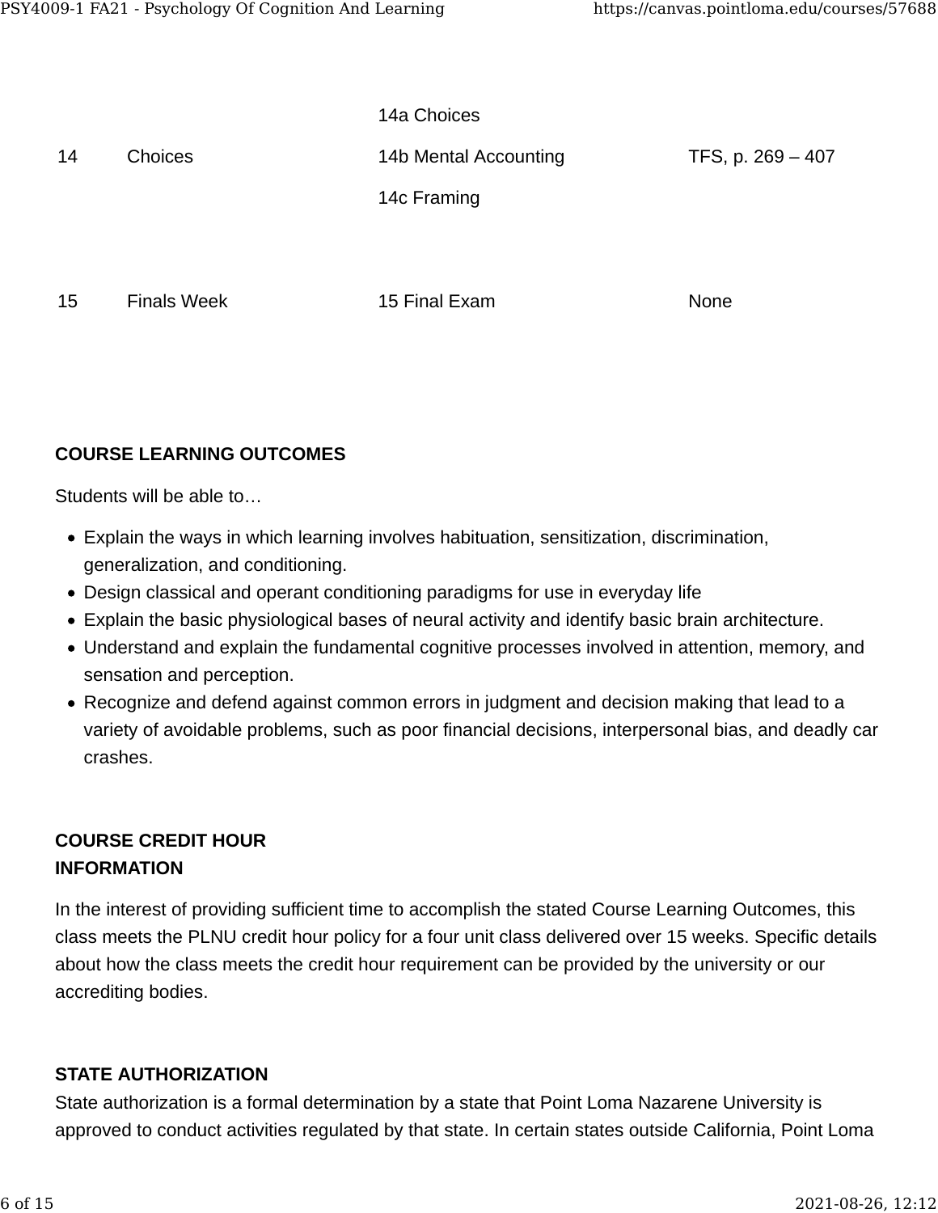| | | | |
|---|---|---|---|
| 14 | Choices | 14a Choices<br>14b Mental Accounting<br>14c Framing | TFS, p. 269 – 407 |
| 15 | Finals Week | 15 Final Exam | None |

## COURSE LEARNING OUTCOMES

Students will be able to…

- Explain the ways in which learning involves habituation, sensitization, discrimination, generalization, and conditioning.
- Design classical and operant conditioning paradigms for use in everyday life
- Explain the basic physiological bases of neural activity and identify basic brain architecture.
- Understand and explain the fundamental cognitive processes involved in attention, memory, and sensation and perception.
- Recognize and defend against common errors in judgment and decision making that lead to a variety of avoidable problems, such as poor financial decisions, interpersonal bias, and deadly car crashes.

## COURSE CREDIT HOUR INFORMATION

In the interest of providing sufficient time to accomplish the stated Course Learning Outcomes, this class meets the PLNU credit hour policy for a four unit class delivered over 15 weeks. Specific details about how the class meets the credit hour requirement can be provided by the university or our accrediting bodies.

## STATE AUTHORIZATION

State authorization is a formal determination by a state that Point Loma Nazarene University is approved to conduct activities regulated by that state. In certain states outside California, Point Loma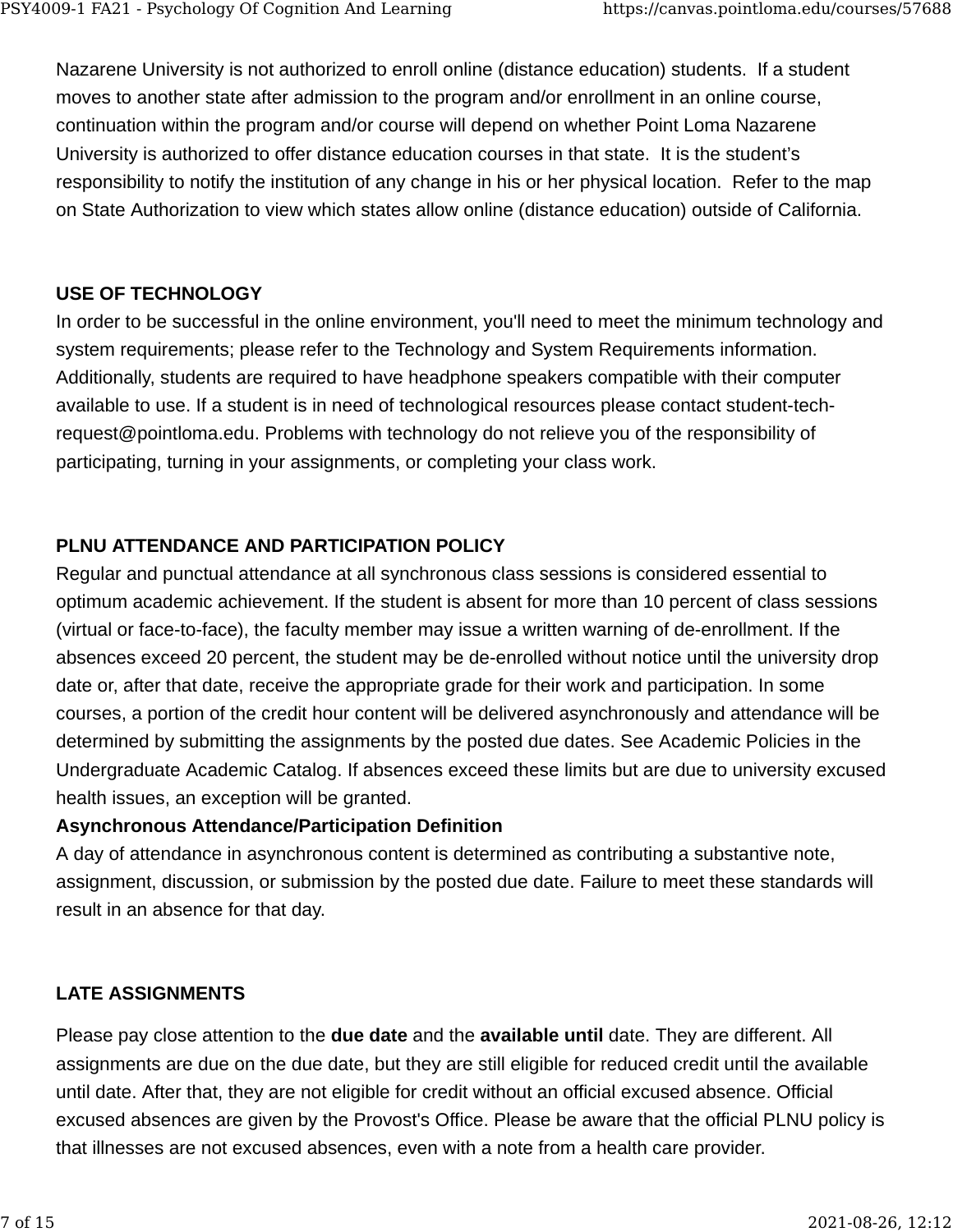Nazarene University is not authorized to enroll online (distance education) students. If a student moves to another state after admission to the program and/or enrollment in an online course, continuation within the program and/or course will depend on whether Point Loma Nazarene University is authorized to offer distance education courses in that state. It is the student's responsibility to notify the institution of any change in his or her physical location. Refer to the map on State Authorization to view which states allow online (distance education) outside of California.

## USE OF TECHNOLOGY

In order to be successful in the online environment, you'll need to meet the minimum technology and system requirements; please refer to the Technology and System Requirements information. Additionally, students are required to have headphone speakers compatible with their computer available to use. If a student is in need of technological resources please contact student-tech-request@pointloma.edu. Problems with technology do not relieve you of the responsibility of participating, turning in your assignments, or completing your class work.

## PLNU ATTENDANCE AND PARTICIPATION POLICY

Regular and punctual attendance at all synchronous class sessions is considered essential to optimum academic achievement. If the student is absent for more than 10 percent of class sessions (virtual or face-to-face), the faculty member may issue a written warning of de-enrollment. If the absences exceed 20 percent, the student may be de-enrolled without notice until the university drop date or, after that date, receive the appropriate grade for their work and participation. In some courses, a portion of the credit hour content will be delivered asynchronously and attendance will be determined by submitting the assignments by the posted due dates. See Academic Policies in the Undergraduate Academic Catalog. If absences exceed these limits but are due to university excused health issues, an exception will be granted.

**Asynchronous Attendance/Participation Definition**

A day of attendance in asynchronous content is determined as contributing a substantive note, assignment, discussion, or submission by the posted due date. Failure to meet these standards will result in an absence for that day.

## LATE ASSIGNMENTS

Please pay close attention to the **due date** and the **available until** date. They are different. All assignments are due on the due date, but they are still eligible for reduced credit until the available until date. After that, they are not eligible for credit without an official excused absence. Official excused absences are given by the Provost's Office. Please be aware that the official PLNU policy is that illnesses are not excused absences, even with a note from a health care provider.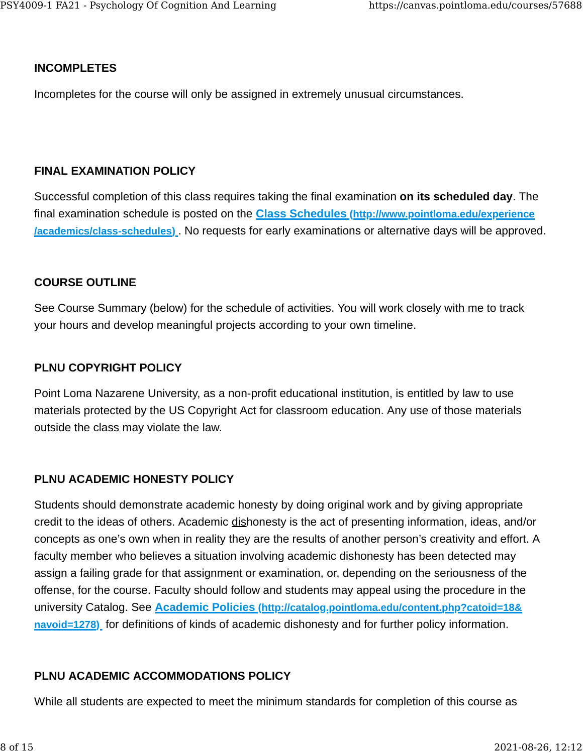### INCOMPLETES

Incompletes for the course will only be assigned in extremely unusual circumstances.

### FINAL EXAMINATION POLICY

Successful completion of this class requires taking the final examination **on its scheduled day**. The final examination schedule is posted on the [Class Schedules (http://www.pointloma.edu/experience/academics/class-schedules)](http://www.pointloma.edu/experience/academics/class-schedules). No requests for early examinations or alternative days will be approved.

### COURSE OUTLINE

See Course Summary (below) for the schedule of activities. You will work closely with me to track your hours and develop meaningful projects according to your own timeline.

### PLNU COPYRIGHT POLICY

Point Loma Nazarene University, as a non-profit educational institution, is entitled by law to use materials protected by the US Copyright Act for classroom education. Any use of those materials outside the class may violate the law.

### PLNU ACADEMIC HONESTY POLICY

Students should demonstrate academic honesty by doing original work and by giving appropriate credit to the ideas of others. Academic dishonesty is the act of presenting information, ideas, and/or concepts as one's own when in reality they are the results of another person's creativity and effort. A faculty member who believes a situation involving academic dishonesty has been detected may assign a failing grade for that assignment or examination, or, depending on the seriousness of the offense, for the course. Faculty should follow and students may appeal using the procedure in the university Catalog. See [Academic Policies (http://catalog.pointloma.edu/content.php?catoid=18&navoid=1278)](http://catalog.pointloma.edu/content.php?catoid=18&navoid=1278) for definitions of kinds of academic dishonesty and for further policy information.

### PLNU ACADEMIC ACCOMMODATIONS POLICY

While all students are expected to meet the minimum standards for completion of this course as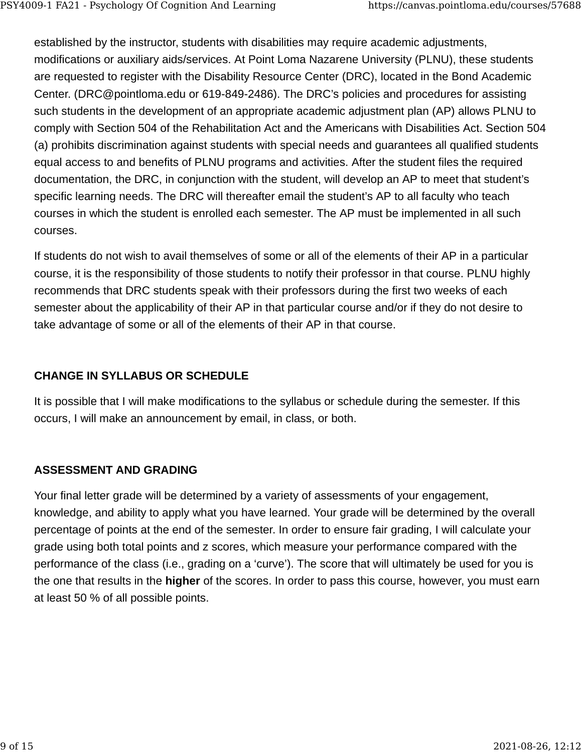established by the instructor, students with disabilities may require academic adjustments, modifications or auxiliary aids/services. At Point Loma Nazarene University (PLNU), these students are requested to register with the Disability Resource Center (DRC), located in the Bond Academic Center. (DRC@pointloma.edu or 619-849-2486). The DRC's policies and procedures for assisting such students in the development of an appropriate academic adjustment plan (AP) allows PLNU to comply with Section 504 of the Rehabilitation Act and the Americans with Disabilities Act. Section 504 (a) prohibits discrimination against students with special needs and guarantees all qualified students equal access to and benefits of PLNU programs and activities. After the student files the required documentation, the DRC, in conjunction with the student, will develop an AP to meet that student's specific learning needs. The DRC will thereafter email the student's AP to all faculty who teach courses in which the student is enrolled each semester. The AP must be implemented in all such courses.

If students do not wish to avail themselves of some or all of the elements of their AP in a particular course, it is the responsibility of those students to notify their professor in that course. PLNU highly recommends that DRC students speak with their professors during the first two weeks of each semester about the applicability of their AP in that particular course and/or if they do not desire to take advantage of some or all of the elements of their AP in that course.

## CHANGE IN SYLLABUS OR SCHEDULE

It is possible that I will make modifications to the syllabus or schedule during the semester. If this occurs, I will make an announcement by email, in class, or both.

## ASSESSMENT AND GRADING

Your final letter grade will be determined by a variety of assessments of your engagement, knowledge, and ability to apply what you have learned. Your grade will be determined by the overall percentage of points at the end of the semester. In order to ensure fair grading, I will calculate your grade using both total points and z scores, which measure your performance compared with the performance of the class (i.e., grading on a 'curve'). The score that will ultimately be used for you is the one that results in the **higher** of the scores. In order to pass this course, however, you must earn at least 50 % of all possible points.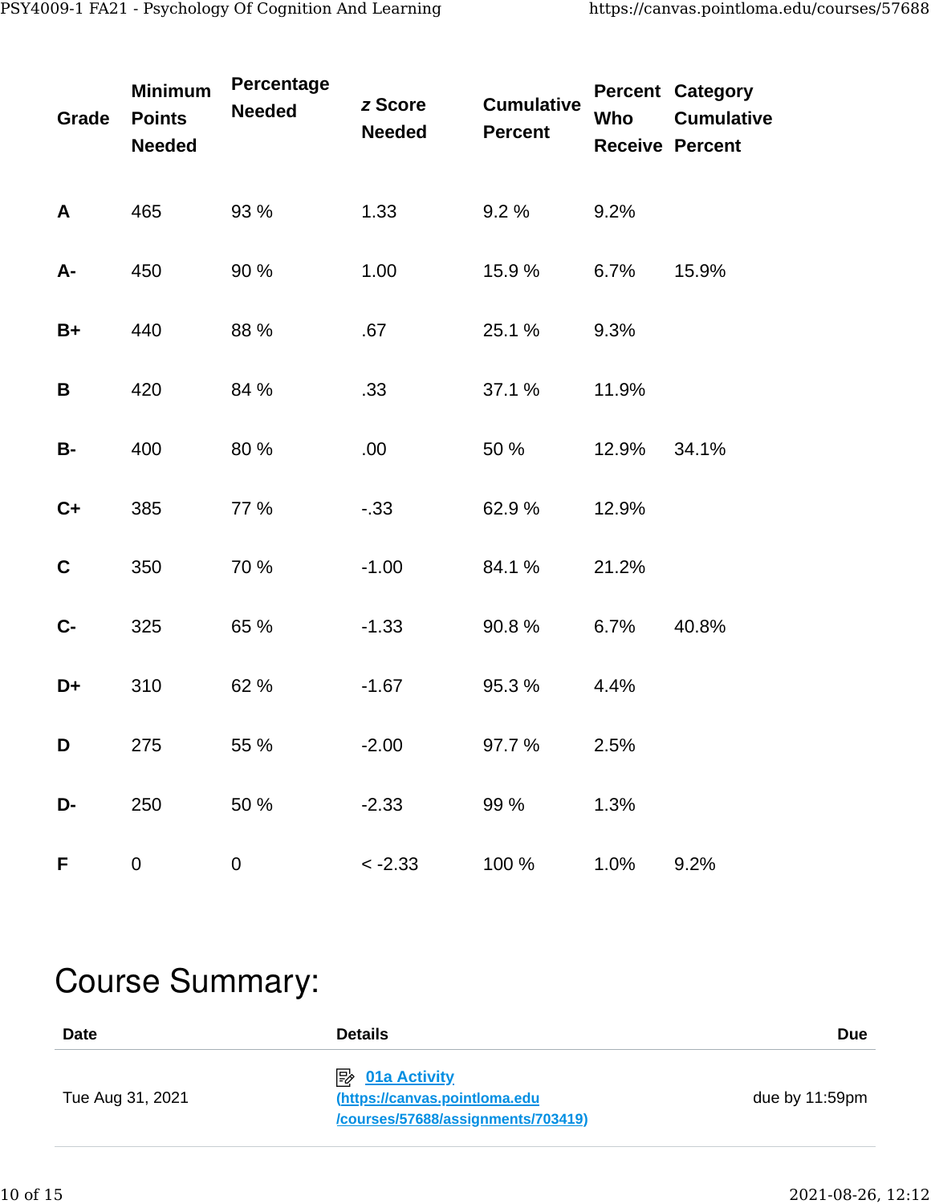| Grade | Minimum Points Needed | Percentage Needed | *z* Score Needed | Cumulative Percent | Percent Who Receive | Category Cumulative Percent |
|---|---|---|---|---|---|---|
| **A** | 465 | 93 % | 1.33 | 9.2 % | 9.2% | |
| **A-** | 450 | 90 % | 1.00 | 15.9 % | 6.7% | 15.9% |
| **B+** | 440 | 88 % | .67 | 25.1 % | 9.3% | |
| **B** | 420 | 84 % | .33 | 37.1 % | 11.9% | |
| **B-** | 400 | 80 % | .00 | 50 % | 12.9% | 34.1% |
| **C+** | 385 | 77 % | -.33 | 62.9 % | 12.9% | |
| **C** | 350 | 70 % | -1.00 | 84.1 % | 21.2% | |
| **C-** | 325 | 65 % | -1.33 | 90.8 % | 6.7% | 40.8% |
| **D+** | 310 | 62 % | -1.67 | 95.3 % | 4.4% | |
| **D** | 275 | 55 % | -2.00 | 97.7 % | 2.5% | |
| **D-** | 250 | 50 % | -2.33 | 99 % | 1.3% | |
| **F** | 0 | 0 | < -2.33 | 100 % | 1.0% | 9.2% |

# Course Summary:

| Date | Details | Due |
|---|---|---|
| Tue Aug 31, 2021 | 01a Activity (https://canvas.pointloma.edu/courses/57688/assignments/703419) | due by 11:59pm |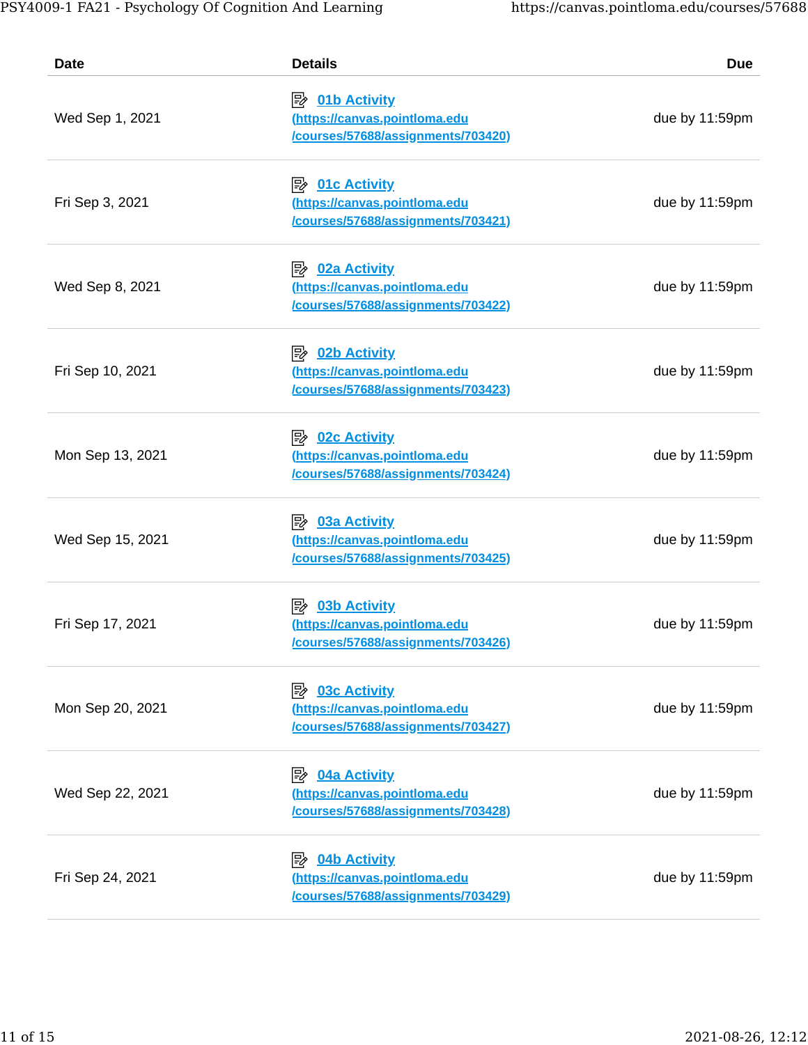| Date | Details | Due |
|---|---|---|
| Wed Sep 1, 2021 | 01b Activity (https://canvas.pointloma.edu/courses/57688/assignments/703420) | due by 11:59pm |
| Fri Sep 3, 2021 | 01c Activity (https://canvas.pointloma.edu/courses/57688/assignments/703421) | due by 11:59pm |
| Wed Sep 8, 2021 | 02a Activity (https://canvas.pointloma.edu/courses/57688/assignments/703422) | due by 11:59pm |
| Fri Sep 10, 2021 | 02b Activity (https://canvas.pointloma.edu/courses/57688/assignments/703423) | due by 11:59pm |
| Mon Sep 13, 2021 | 02c Activity (https://canvas.pointloma.edu/courses/57688/assignments/703424) | due by 11:59pm |
| Wed Sep 15, 2021 | 03a Activity (https://canvas.pointloma.edu/courses/57688/assignments/703425) | due by 11:59pm |
| Fri Sep 17, 2021 | 03b Activity (https://canvas.pointloma.edu/courses/57688/assignments/703426) | due by 11:59pm |
| Mon Sep 20, 2021 | 03c Activity (https://canvas.pointloma.edu/courses/57688/assignments/703427) | due by 11:59pm |
| Wed Sep 22, 2021 | 04a Activity (https://canvas.pointloma.edu/courses/57688/assignments/703428) | due by 11:59pm |
| Fri Sep 24, 2021 | 04b Activity (https://canvas.pointloma.edu/courses/57688/assignments/703429) | due by 11:59pm |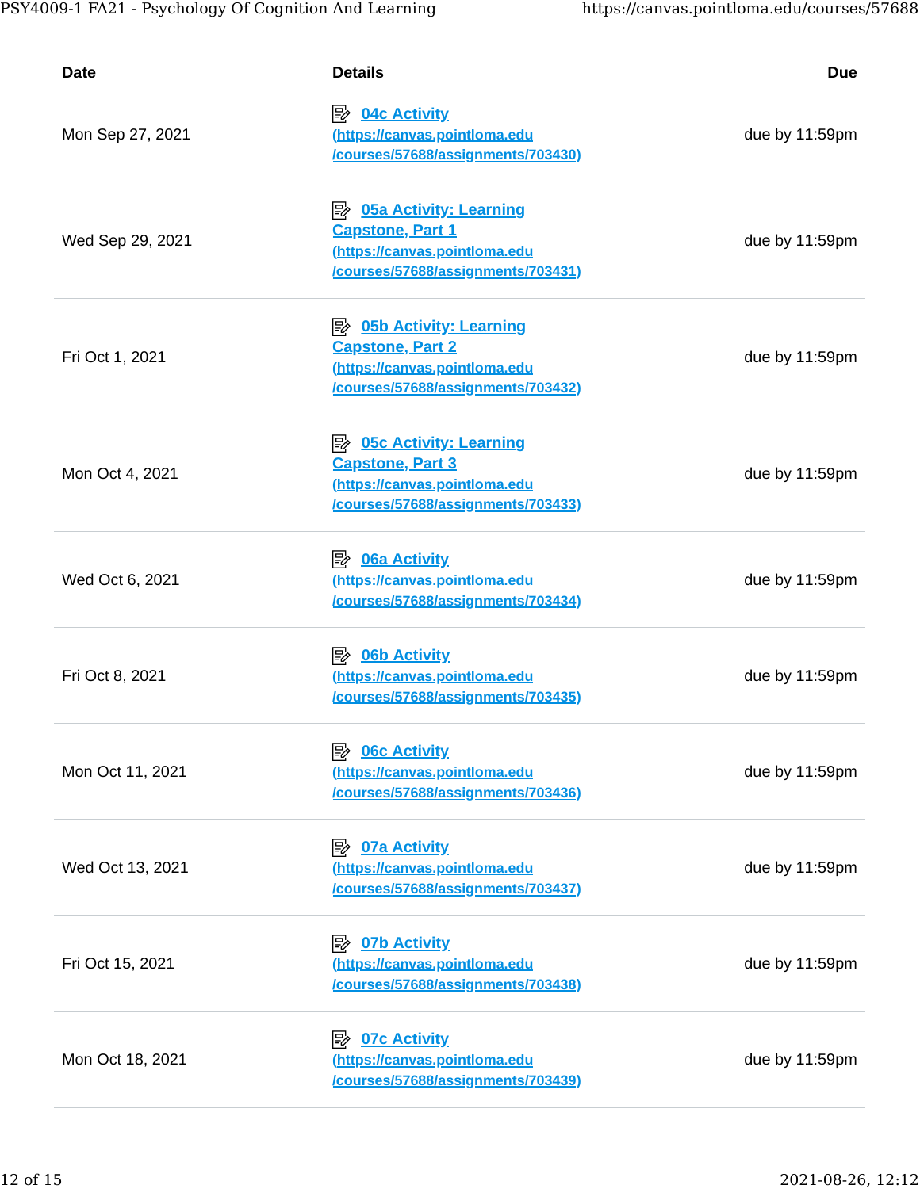| Date | Details | Due |
| --- | --- | --- |
| Mon Sep 27, 2021 | 04c Activity (https://canvas.pointloma.edu/courses/57688/assignments/703430) | due by 11:59pm |
| Wed Sep 29, 2021 | 05a Activity: Learning Capstone, Part 1 (https://canvas.pointloma.edu/courses/57688/assignments/703431) | due by 11:59pm |
| Fri Oct 1, 2021 | 05b Activity: Learning Capstone, Part 2 (https://canvas.pointloma.edu/courses/57688/assignments/703432) | due by 11:59pm |
| Mon Oct 4, 2021 | 05c Activity: Learning Capstone, Part 3 (https://canvas.pointloma.edu/courses/57688/assignments/703433) | due by 11:59pm |
| Wed Oct 6, 2021 | 06a Activity (https://canvas.pointloma.edu/courses/57688/assignments/703434) | due by 11:59pm |
| Fri Oct 8, 2021 | 06b Activity (https://canvas.pointloma.edu/courses/57688/assignments/703435) | due by 11:59pm |
| Mon Oct 11, 2021 | 06c Activity (https://canvas.pointloma.edu/courses/57688/assignments/703436) | due by 11:59pm |
| Wed Oct 13, 2021 | 07a Activity (https://canvas.pointloma.edu/courses/57688/assignments/703437) | due by 11:59pm |
| Fri Oct 15, 2021 | 07b Activity (https://canvas.pointloma.edu/courses/57688/assignments/703438) | due by 11:59pm |
| Mon Oct 18, 2021 | 07c Activity (https://canvas.pointloma.edu/courses/57688/assignments/703439) | due by 11:59pm |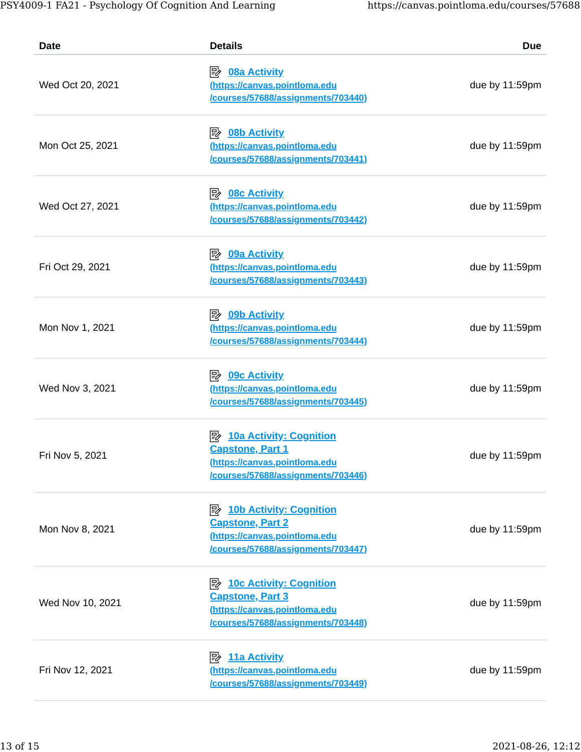| Date | Details | Due |
|---|---|---|
| Wed Oct 20, 2021 | 08a Activity (https://canvas.pointloma.edu/courses/57688/assignments/703440) | due by 11:59pm |
| Mon Oct 25, 2021 | 08b Activity (https://canvas.pointloma.edu/courses/57688/assignments/703441) | due by 11:59pm |
| Wed Oct 27, 2021 | 08c Activity (https://canvas.pointloma.edu/courses/57688/assignments/703442) | due by 11:59pm |
| Fri Oct 29, 2021 | 09a Activity (https://canvas.pointloma.edu/courses/57688/assignments/703443) | due by 11:59pm |
| Mon Nov 1, 2021 | 09b Activity (https://canvas.pointloma.edu/courses/57688/assignments/703444) | due by 11:59pm |
| Wed Nov 3, 2021 | 09c Activity (https://canvas.pointloma.edu/courses/57688/assignments/703445) | due by 11:59pm |
| Fri Nov 5, 2021 | 10a Activity: Cognition Capstone, Part 1 (https://canvas.pointloma.edu/courses/57688/assignments/703446) | due by 11:59pm |
| Mon Nov 8, 2021 | 10b Activity: Cognition Capstone, Part 2 (https://canvas.pointloma.edu/courses/57688/assignments/703447) | due by 11:59pm |
| Wed Nov 10, 2021 | 10c Activity: Cognition Capstone, Part 3 (https://canvas.pointloma.edu/courses/57688/assignments/703448) | due by 11:59pm |
| Fri Nov 12, 2021 | 11a Activity (https://canvas.pointloma.edu/courses/57688/assignments/703449) | due by 11:59pm |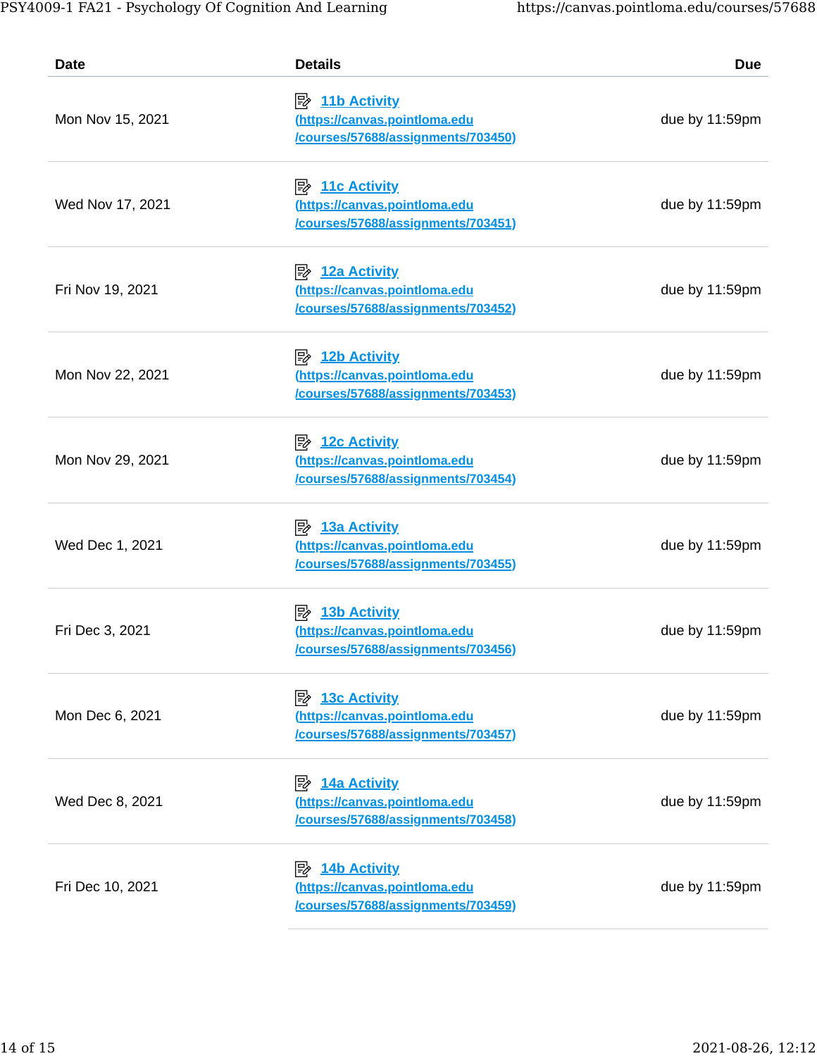| Date | Details | Due |
|---|---|---|
| Mon Nov 15, 2021 | 11b Activity (https://canvas.pointloma.edu/courses/57688/assignments/703450) | due by 11:59pm |
| Wed Nov 17, 2021 | 11c Activity (https://canvas.pointloma.edu/courses/57688/assignments/703451) | due by 11:59pm |
| Fri Nov 19, 2021 | 12a Activity (https://canvas.pointloma.edu/courses/57688/assignments/703452) | due by 11:59pm |
| Mon Nov 22, 2021 | 12b Activity (https://canvas.pointloma.edu/courses/57688/assignments/703453) | due by 11:59pm |
| Mon Nov 29, 2021 | 12c Activity (https://canvas.pointloma.edu/courses/57688/assignments/703454) | due by 11:59pm |
| Wed Dec 1, 2021 | 13a Activity (https://canvas.pointloma.edu/courses/57688/assignments/703455) | due by 11:59pm |
| Fri Dec 3, 2021 | 13b Activity (https://canvas.pointloma.edu/courses/57688/assignments/703456) | due by 11:59pm |
| Mon Dec 6, 2021 | 13c Activity (https://canvas.pointloma.edu/courses/57688/assignments/703457) | due by 11:59pm |
| Wed Dec 8, 2021 | 14a Activity (https://canvas.pointloma.edu/courses/57688/assignments/703458) | due by 11:59pm |
| Fri Dec 10, 2021 | 14b Activity (https://canvas.pointloma.edu/courses/57688/assignments/703459) | due by 11:59pm |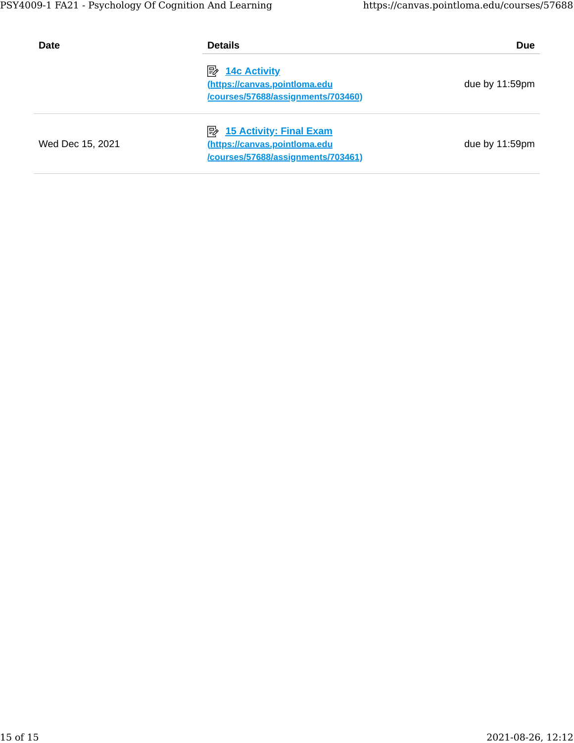| Date | Details | Due |
| --- | --- | --- |
| | 14c Activity (https://canvas.pointloma.edu/courses/57688/assignments/703460) | due by 11:59pm |
| Wed Dec 15, 2021 | 15 Activity: Final Exam (https://canvas.pointloma.edu/courses/57688/assignments/703461) | due by 11:59pm |